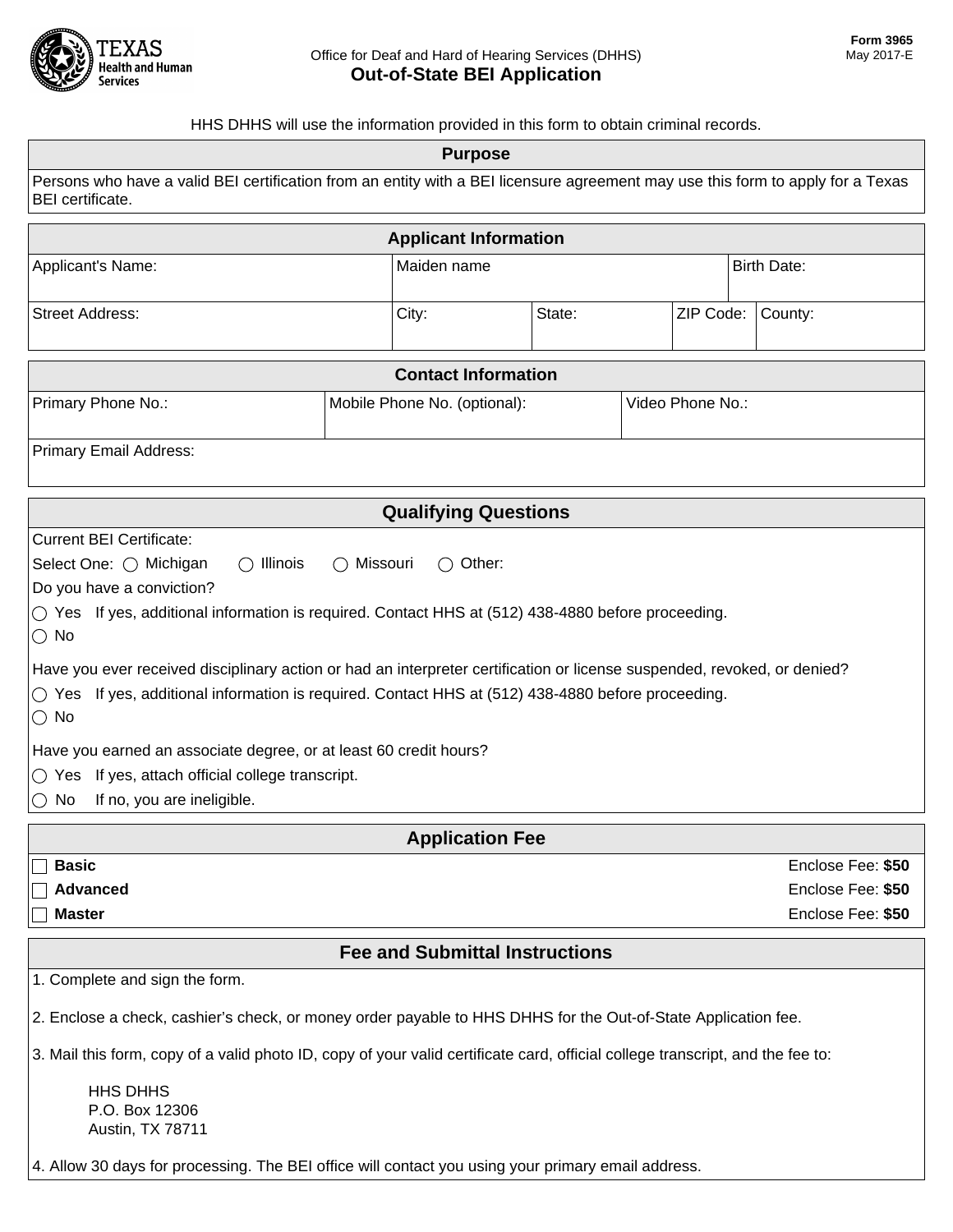Texas Health and Human Services

Office for Deaf and Hard of Hearing Services (DHHS)

# Out-of-State BEI Application

**Form 3965**
May 2017-E

HHS DHHS will use the information provided in this form to obtain criminal records.

## Purpose

Persons who have a valid BEI certification from an entity with a BEI licensure agreement may use this form to apply for a Texas BEI certificate.

## Applicant Information

| Applicant's Name: | Maiden name | | | Birth Date: |
|---|---|---|---|---|
| **Street Address:** | **City:** | **State:** | **ZIP Code:** | **County:** |
| | | | | |

## Contact Information

| Primary Phone No.: | Mobile Phone No. (optional): | Video Phone No.: |
|---|---|---|
| **Primary Email Address:** | | |

## Qualifying Questions

Current BEI Certificate:

Select One: ○ Michigan ○ Illinois ○ Missouri ○ Other:

Do you have a conviction?

○ Yes If yes, additional information is required. Contact HHS at (512) 438-4880 before proceeding.

○ No

Have you ever received disciplinary action or had an interpreter certification or license suspended, revoked, or denied?

○ Yes If yes, additional information is required. Contact HHS at (512) 438-4880 before proceeding.

○ No

Have you earned an associate degree, or at least 60 credit hours?

○ Yes If yes, attach official college transcript.

○ No If no, you are ineligible.

## Application Fee

| | |
|---|---|
| ☐ **Basic** | Enclose Fee: **$50** |
| ☐ **Advanced** | Enclose Fee: **$50** |
| ☐ **Master** | Enclose Fee: **$50** |

## Fee and Submittal Instructions

1. Complete and sign the form.

2. Enclose a check, cashier's check, or money order payable to HHS DHHS for the Out-of-State Application fee.

3. Mail this form, copy of a valid photo ID, copy of your valid certificate card, official college transcript, and the fee to:

   HHS DHHS
   P.O. Box 12306
   Austin, TX 78711

4. Allow 30 days for processing. The BEI office will contact you using your primary email address.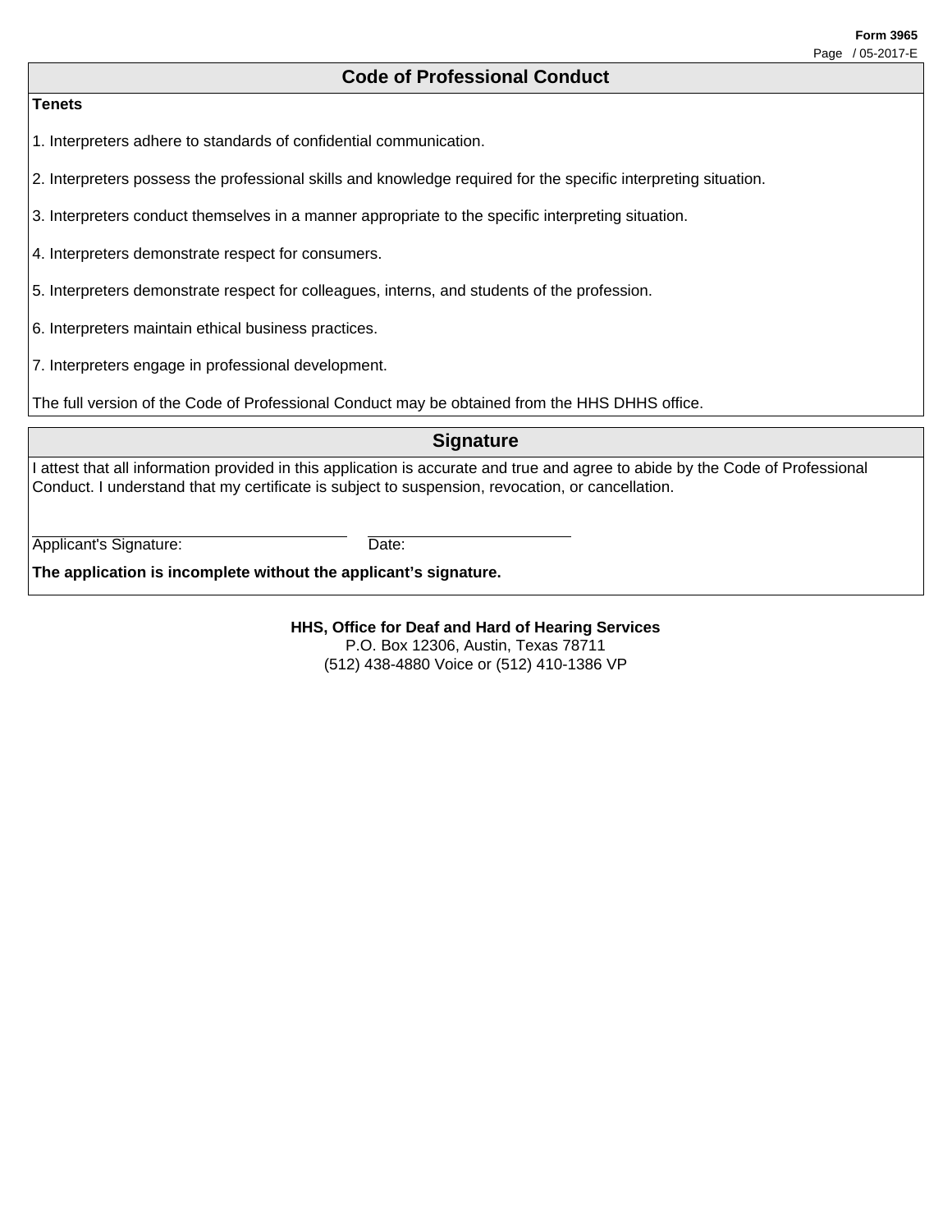## Code of Professional Conduct

**Tenets**

1. Interpreters adhere to standards of confidential communication.

2. Interpreters possess the professional skills and knowledge required for the specific interpreting situation.

3. Interpreters conduct themselves in a manner appropriate to the specific interpreting situation.

4. Interpreters demonstrate respect for consumers.

5. Interpreters demonstrate respect for colleagues, interns, and students of the profession.

6. Interpreters maintain ethical business practices.

7. Interpreters engage in professional development.

The full version of the Code of Professional Conduct may be obtained from the HHS DHHS office.

## Signature

I attest that all information provided in this application is accurate and true and agree to abide by the Code of Professional Conduct. I understand that my certificate is subject to suspension, revocation, or cancellation.

Applicant's Signature: ______________________ Date: ______________________

**The application is incomplete without the applicant's signature.**

**HHS, Office for Deaf and Hard of Hearing Services**
P.O. Box 12306, Austin, Texas 78711
(512) 438-4880 Voice or (512) 410-1386 VP